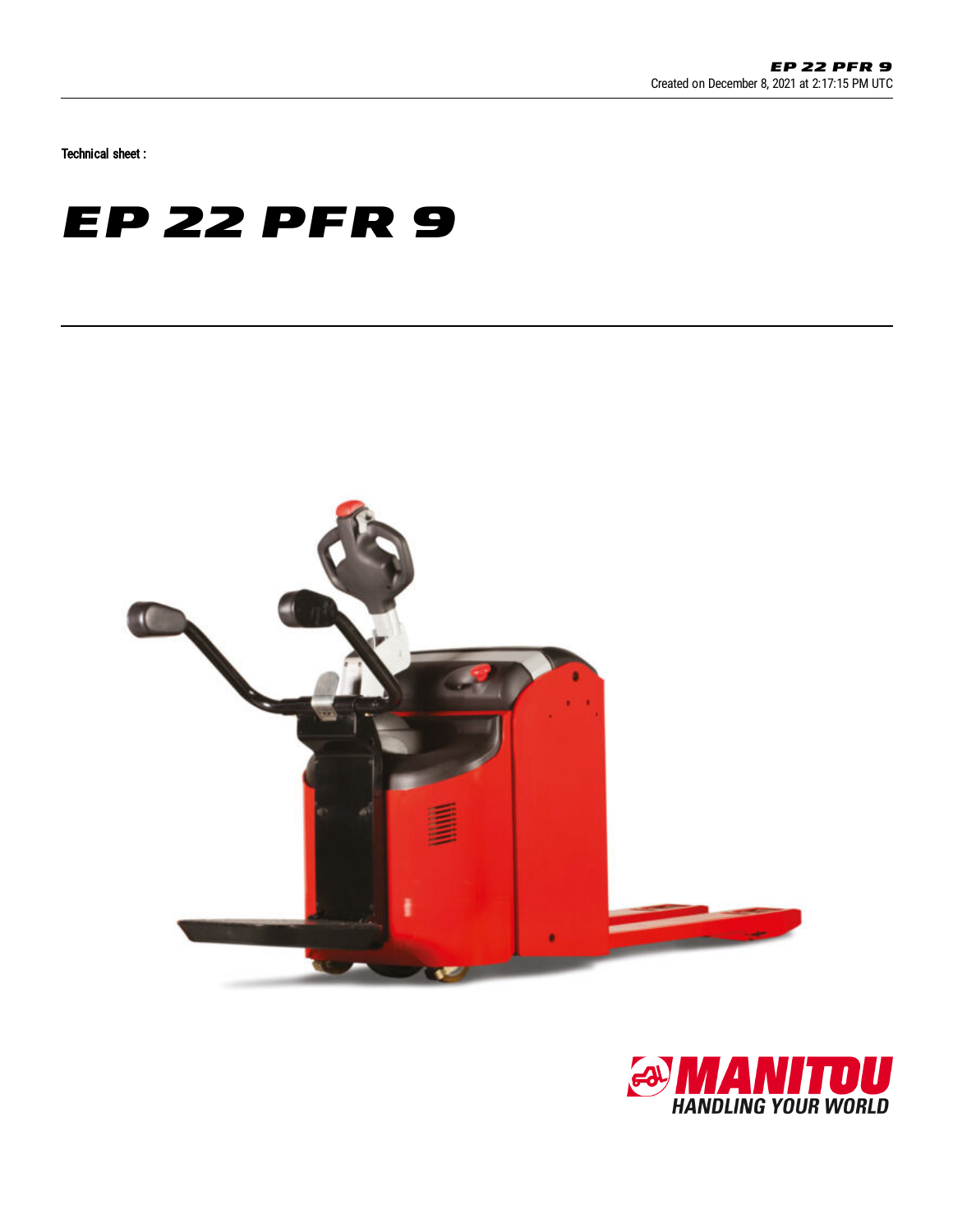Technical sheet :

# EP 22 PFR 9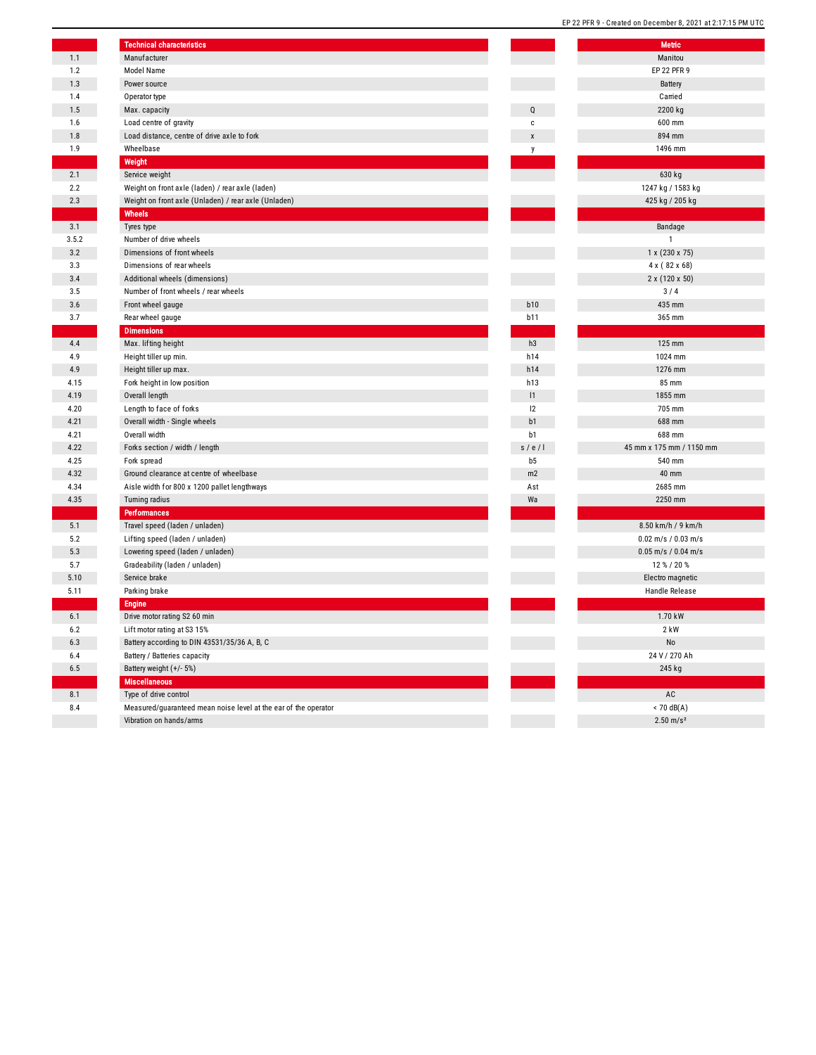| | Technical characteristics | | Metric |
|---|---|---|---|
| 1.1 | Manufacturer | | Manitou |
| 1.2 | Model Name | | EP 22 PFR 9 |
| 1.3 | Power source | | Battery |
| 1.4 | Operator type | | Carried |
| 1.5 | Max. capacity | Q | 2200 kg |
| 1.6 | Load centre of gravity | c | 600 mm |
| 1.8 | Load distance, centre of drive axle to fork | x | 894 mm |
| 1.9 | Wheelbase | y | 1496 mm |
| | **Weight** | | |
| 2.1 | Service weight | | 630 kg |
| 2.2 | Weight on front axle (laden) / rear axle (laden) | | 1247 kg / 1583 kg |
| 2.3 | Weight on front axle (Unladen) / rear axle (Unladen) | | 425 kg / 205 kg |
| | **Wheels** | | |
| 3.1 | Tyres type | | Bandage |
| 3.5.2 | Number of drive wheels | | 1 |
| 3.2 | Dimensions of front wheels | | 1 x (230 x 75) |
| 3.3 | Dimensions of rear wheels | | 4 x ( 82 x 68) |
| 3.4 | Additional wheels (dimensions) | | 2 x (120 x 50) |
| 3.5 | Number of front wheels / rear wheels | | 3 / 4 |
| 3.6 | Front wheel gauge | b10 | 435 mm |
| 3.7 | Rear wheel gauge | b11 | 365 mm |
| | **Dimensions** | | |
| 4.4 | Max. lifting height | h3 | 125 mm |
| 4.9 | Height tiller up min. | h14 | 1024 mm |
| 4.9 | Height tiller up max. | h14 | 1276 mm |
| 4.15 | Fork height in low position | h13 | 85 mm |
| 4.19 | Overall length | l1 | 1855 mm |
| 4.20 | Length to face of forks | l2 | 705 mm |
| 4.21 | Overall width - Single wheels | b1 | 688 mm |
| 4.21 | Overall width | b1 | 688 mm |
| 4.22 | Forks section / width / length | s / e / l | 45 mm x 175 mm / 1150 mm |
| 4.25 | Fork spread | b5 | 540 mm |
| 4.32 | Ground clearance at centre of wheelbase | m2 | 40 mm |
| 4.34 | Aisle width for 800 x 1200 pallet lengthways | Ast | 2685 mm |
| 4.35 | Turning radius | Wa | 2250 mm |
| | **Performances** | | |
| 5.1 | Travel speed (laden / unladen) | | 8.50 km/h / 9 km/h |
| 5.2 | Lifting speed (laden / unladen) | | 0.02 m/s / 0.03 m/s |
| 5.3 | Lowering speed (laden / unladen) | | 0.05 m/s / 0.04 m/s |
| 5.7 | Gradeability (laden / unladen) | | 12 % / 20 % |
| 5.10 | Service brake | | Electro magnetic |
| 5.11 | Parking brake | | Handle Release |
| | **Engine** | | |
| 6.1 | Drive motor rating S2 60 min | | 1.70 kW |
| 6.2 | Lift motor rating at S3 15% | | 2 kW |
| 6.3 | Battery according to DIN 43531/35/36 A, B, C | | No |
| 6.4 | Battery / Batteries capacity | | 24 V / 270 Ah |
| 6.5 | Battery weight (+/- 5%) | | 245 kg |
| | **Miscellaneous** | | |
| 8.1 | Type of drive control | | AC |
| 8.4 | Measured/guaranteed mean noise level at the ear of the operator | | < 70 dB(A) |
| | Vibration on hands/arms | | 2.50 m/s² |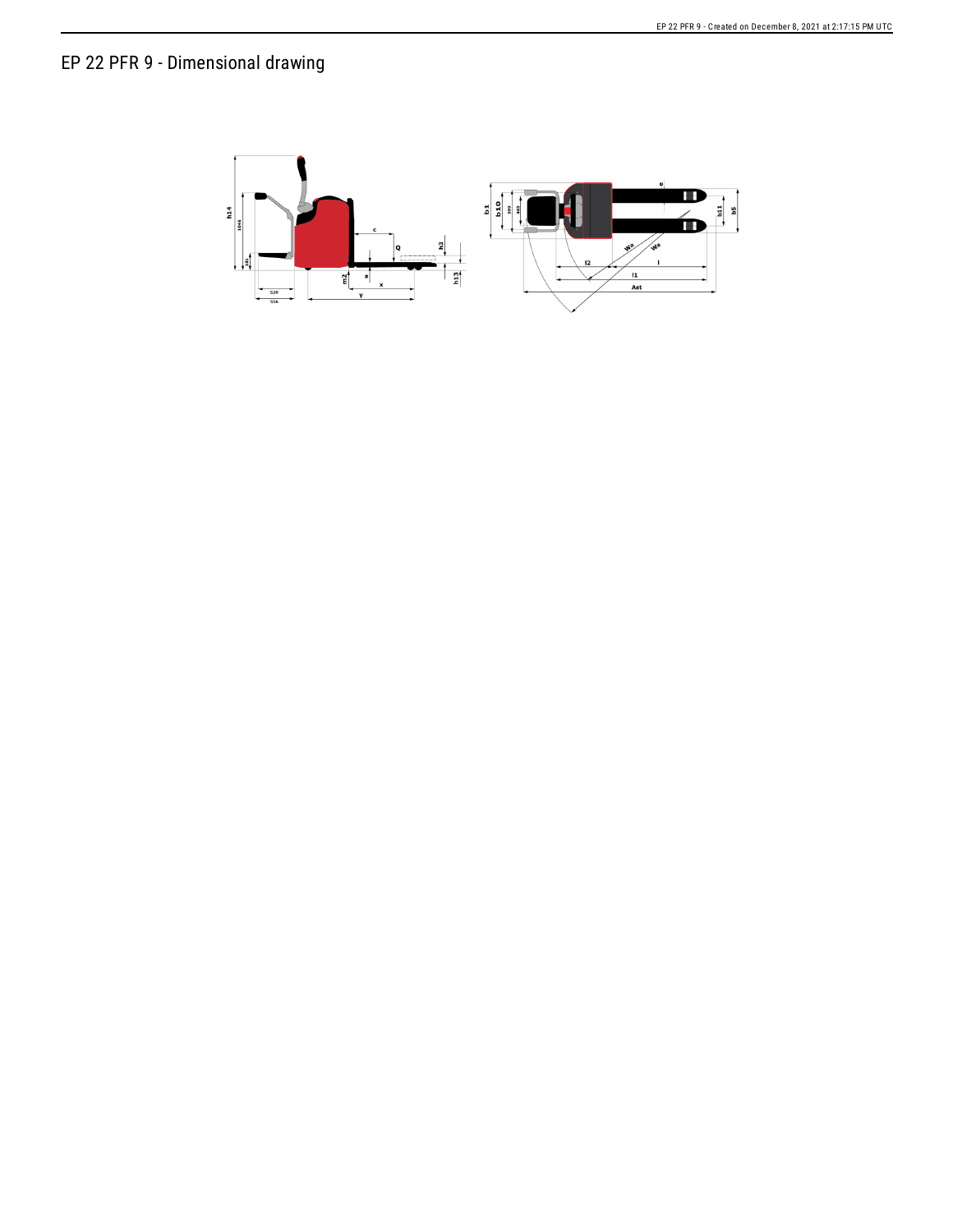# EP 22 PFR 9 - Dimensional drawing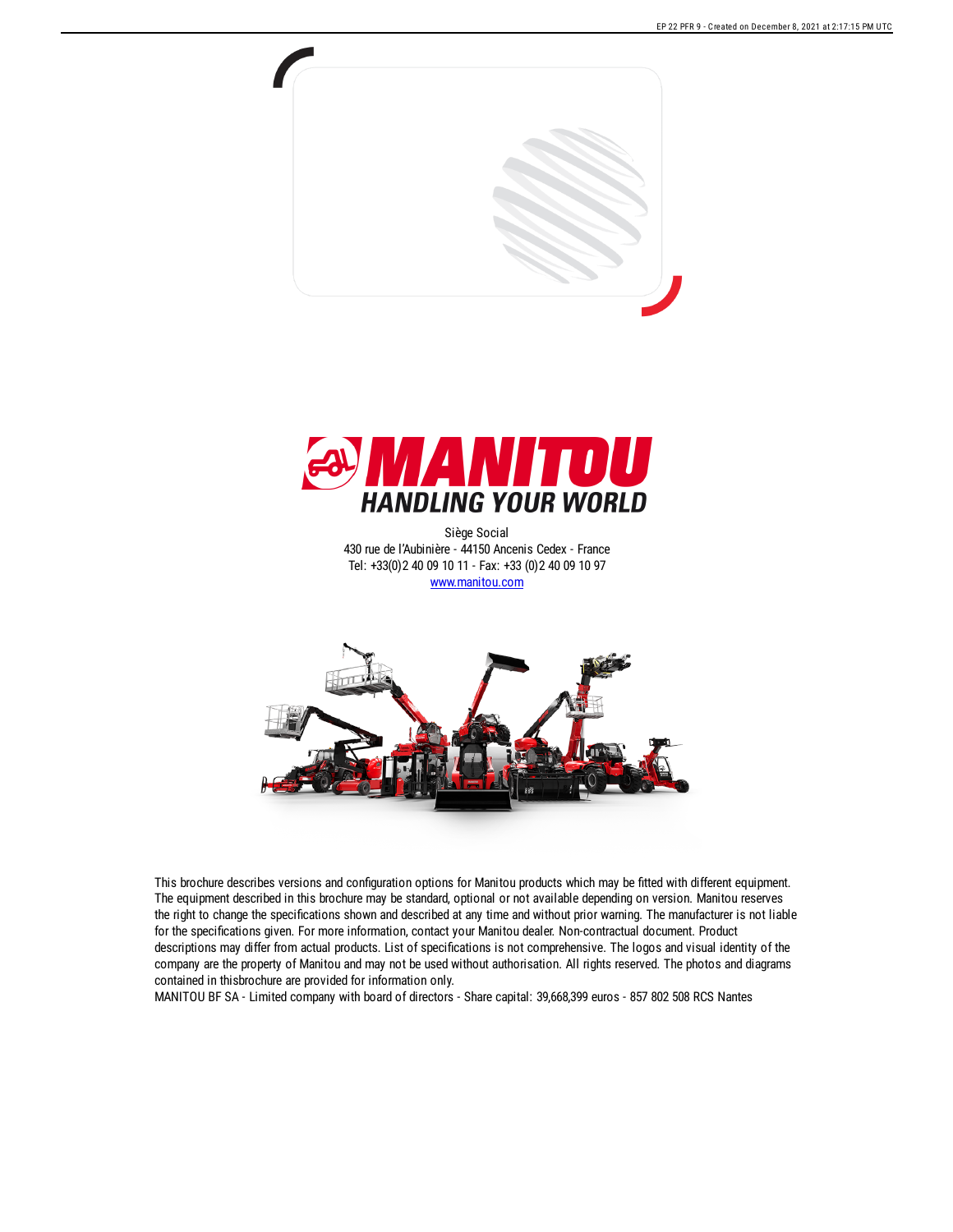MANITOU

HANDLING YOUR WORLD

Siège Social
430 rue de l'Aubinière - 44150 Ancenis Cedex - France
Tel: +33(0)2 40 09 10 11 - Fax: +33 (0)2 40 09 10 97
www.manitou.com

This brochure describes versions and configuration options for Manitou products which may be fitted with different equipment. The equipment described in this brochure may be standard, optional or not available depending on version. Manitou reserves the right to change the specifications shown and described at any time and without prior warning. The manufacturer is not liable for the specifications given. For more information, contact your Manitou dealer. Non-contractual document. Product descriptions may differ from actual products. List of specifications is not comprehensive. The logos and visual identity of the company are the property of Manitou and may not be used without authorisation. All rights reserved. The photos and diagrams contained in thisbrochure are provided for information only.
MANITOU BF SA - Limited company with board of directors - Share capital: 39,668,399 euros - 857 802 508 RCS Nantes